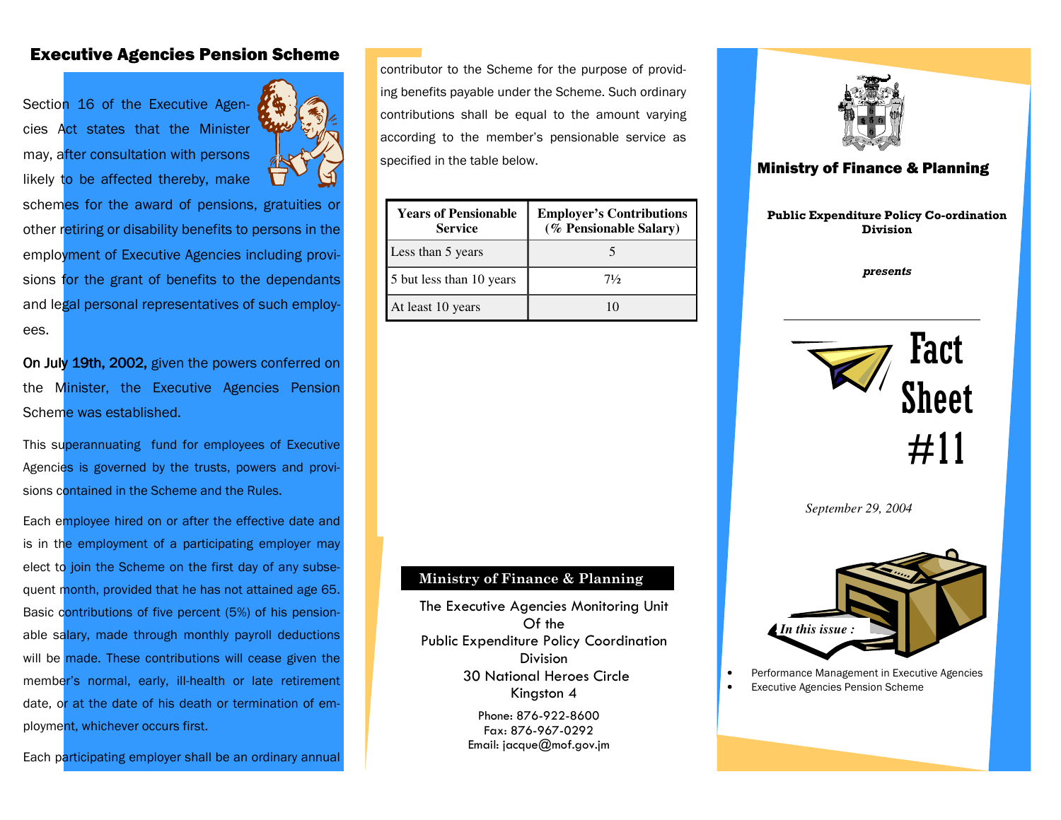## Executive Agencies Pension Scheme

Section 16 of the Executive Agencies Act states that the Minister may, after consultation with persons likely to be affected thereby, make schemes for the award of pensions, gratuities or other retiring or disability benefits to persons in the employment of Executive Agencies including provisions for the grant of benefits to the dependants and legal personal representatives of such employees.

On July 19th, 2002, given the powers conferred on the Minister, the Executive Agencies Pension Scheme was established.

This superannuating fund for employees of Executive Agencies is governed by the trusts, powers and provisions contained in the Scheme and the Rules.

Each employee hired on or after the effective date and is in the employment of a participating employer may elect to join the Scheme on the first day of any subsequent month, provided that he has not attained age 65. Basic contributions of five percent (5%) of his pensionable salary, made through monthly payroll deductions will be made. These contributions will cease given the member's normal, early, ill-health or late retirement date, or at the date of his death or termination of employment, whichever occurs first.

Each participating employer shall be an ordinary annual contributor to the Scheme for the purpose of providing benefits payable under the Scheme. Such ordinary contributions shall be equal to the amount varying according to the member's pensionable service as specified in the table below.

| Years of Pensionable Service | Employer's Contributions (% Pensionable Salary) |
|---|---|
| Less than 5 years | 5 |
| 5 but less than 10 years | 7½ |
| At least 10 years | 10 |

**Ministry of Finance & Planning**

The Executive Agencies Monitoring Unit
Of the
Public Expenditure Policy Coordination Division
30 National Heroes Circle
Kingston 4

Phone: 876-922-8600
Fax: 876-967-0292
Email: jacque@mof.gov.jm

## Ministry of Finance & Planning

**Public Expenditure Policy Co-ordination Division**

***presents***

# Fact Sheet #11

*September 29, 2004*

***In this issue :***

- Performance Management in Executive Agencies
- Executive Agencies Pension Scheme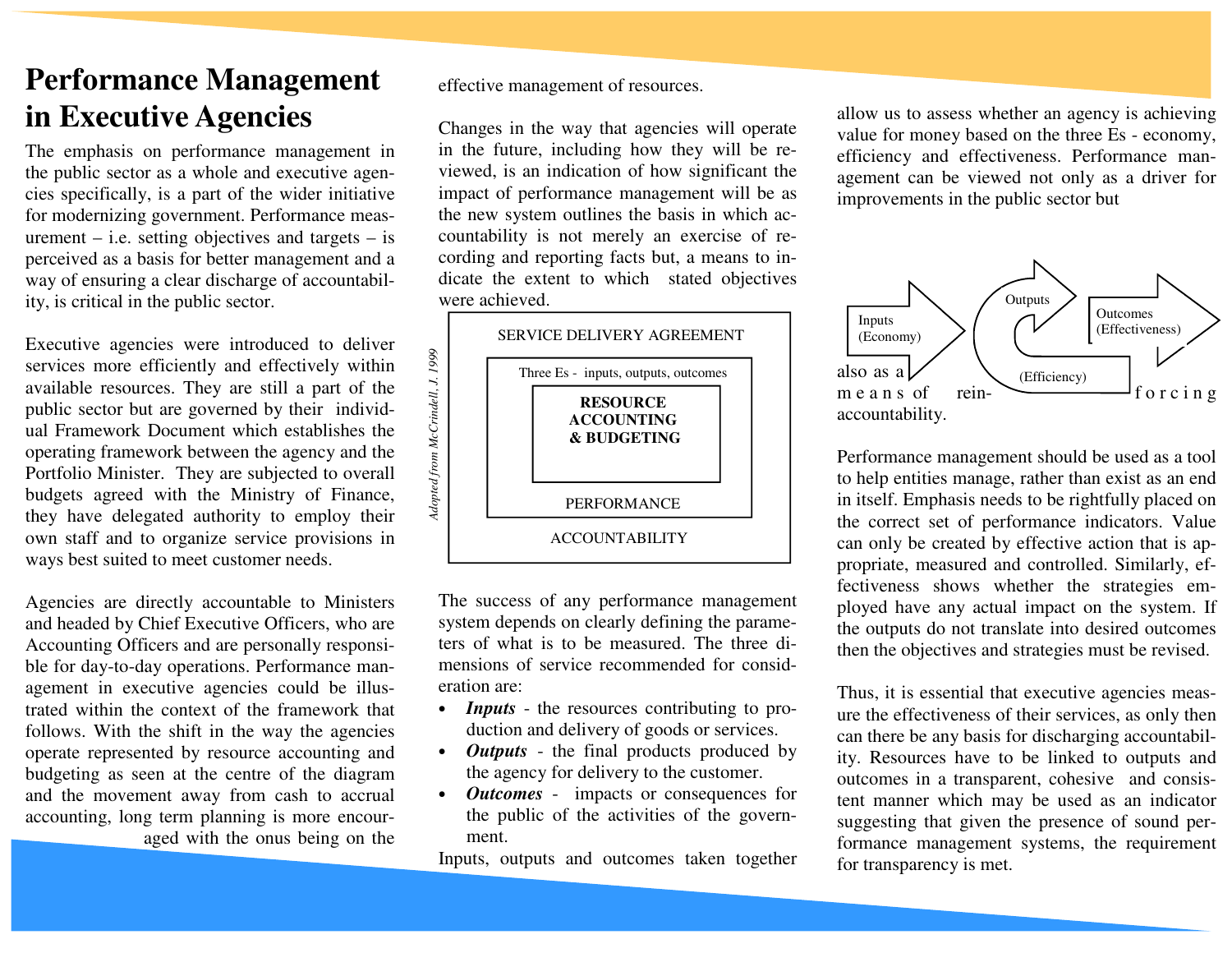# Performance Management in Executive Agencies

The emphasis on performance management in the public sector as a whole and executive agencies specifically, is a part of the wider initiative for modernizing government. Performance measurement – i.e. setting objectives and targets – is perceived as a basis for better management and a way of ensuring a clear discharge of accountability, is critical in the public sector.

Executive agencies were introduced to deliver services more efficiently and effectively within available resources. They are still a part of the public sector but are governed by their individual Framework Document which establishes the operating framework between the agency and the Portfolio Minister. They are subjected to overall budgets agreed with the Ministry of Finance, they have delegated authority to employ their own staff and to organize service provisions in ways best suited to meet customer needs.

Agencies are directly accountable to Ministers and headed by Chief Executive Officers, who are Accounting Officers and are personally responsible for day-to-day operations. Performance management in executive agencies could be illustrated within the context of the framework that follows. With the shift in the way the agencies operate represented by resource accounting and budgeting as seen at the centre of the diagram and the movement away from cash to accrual accounting, long term planning is more encouraged with the onus being on the effective management of resources.

Changes in the way that agencies will operate in the future, including how they will be reviewed, is an indication of how significant the impact of performance management will be as the new system outlines the basis in which accountability is not merely an exercise of recording and reporting facts but, a means to indicate the extent to which stated objectives were achieved.

SERVICE DELIVERY AGREEMENT

Three Es - inputs, outputs, outcomes

RESOURCE ACCOUNTING & BUDGETING

PERFORMANCE

ACCOUNTABILITY

Adopted from McCrindell, J. 1999

The success of any performance management system depends on clearly defining the parameters of what is to be measured. The three dimensions of service recommended for consideration are:

- ***Inputs*** - the resources contributing to production and delivery of goods or services.
- ***Outputs*** - the final products produced by the agency for delivery to the customer.
- ***Outcomes*** - impacts or consequences for the public of the activities of the government.

Inputs, outputs and outcomes taken together allow us to assess whether an agency is achieving value for money based on the three Es - economy, efficiency and effectiveness. Performance management can be viewed not only as a driver for improvements in the public sector but also as a means of reinforcing accountability.

Inputs (Economy)

Outputs

(Efficiency)

Outcomes (Effectiveness)

Performance management should be used as a tool to help entities manage, rather than exist as an end in itself. Emphasis needs to be rightfully placed on the correct set of performance indicators. Value can only be created by effective action that is appropriate, measured and controlled. Similarly, effectiveness shows whether the strategies employed have any actual impact on the system. If the outputs do not translate into desired outcomes then the objectives and strategies must be revised.

Thus, it is essential that executive agencies measure the effectiveness of their services, as only then can there be any basis for discharging accountability. Resources have to be linked to outputs and outcomes in a transparent, cohesive and consistent manner which may be used as an indicator suggesting that given the presence of sound performance management systems, the requirement for transparency is met.